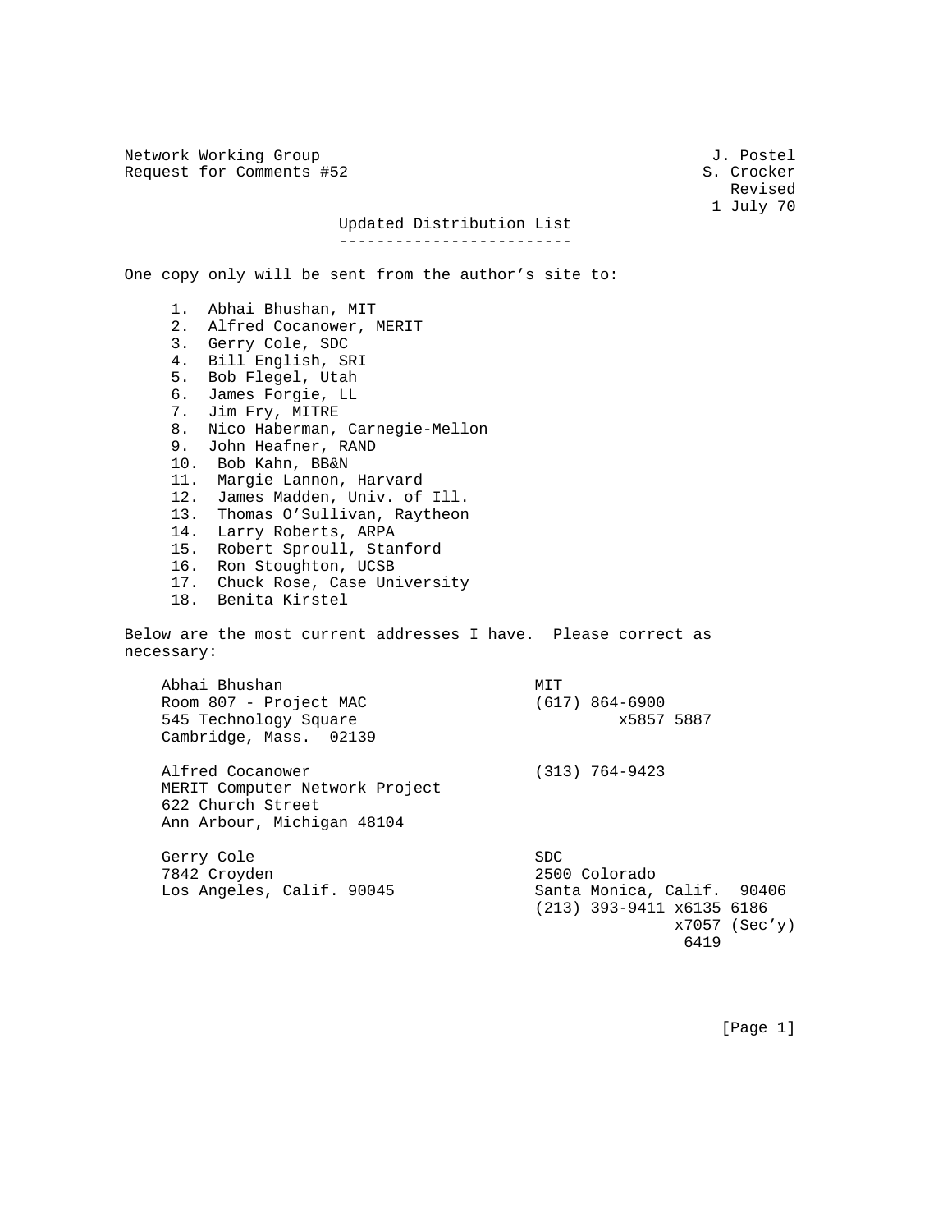Network Working Group — J. Postel
Request for Comments #52 — S. Crocker
Revised
1 July 70

## Updated Distribution List

One copy only will be sent from the author's site to:

1. Abhai Bhushan, MIT
2. Alfred Cocanower, MERIT
3. Gerry Cole, SDC
4. Bill English, SRI
5. Bob Flegel, Utah
6. James Forgie, LL
7. Jim Fry, MITRE
8. Nico Haberman, Carnegie-Mellon
9. John Heafner, RAND
10. Bob Kahn, BB&N
11. Margie Lannon, Harvard
12. James Madden, Univ. of Ill.
13. Thomas O'Sullivan, Raytheon
14. Larry Roberts, ARPA
15. Robert Sproull, Stanford
16. Ron Stoughton, UCSB
17. Chuck Rose, Case University
18. Benita Kirstel

Below are the most current addresses I have. Please correct as necessary:

```
Abhai Bhushan                           MIT
Room 807 - Project MAC                  (617) 864-6900
545 Technology Square                            x5857 5887
Cambridge, Mass.  02139

Alfred Cocanower                        (313) 764-9423
MERIT Computer Network Project
622 Church Street
Ann Arbour, Michigan 48104

Gerry Cole                              SDC
7842 Croyden                            2500 Colorado
Los Angeles, Calif. 90045               Santa Monica, Calif.  90406
                                        (213) 393-9411 x6135 6186
                                                      x7057 (Sec'y)
                                                       6419
```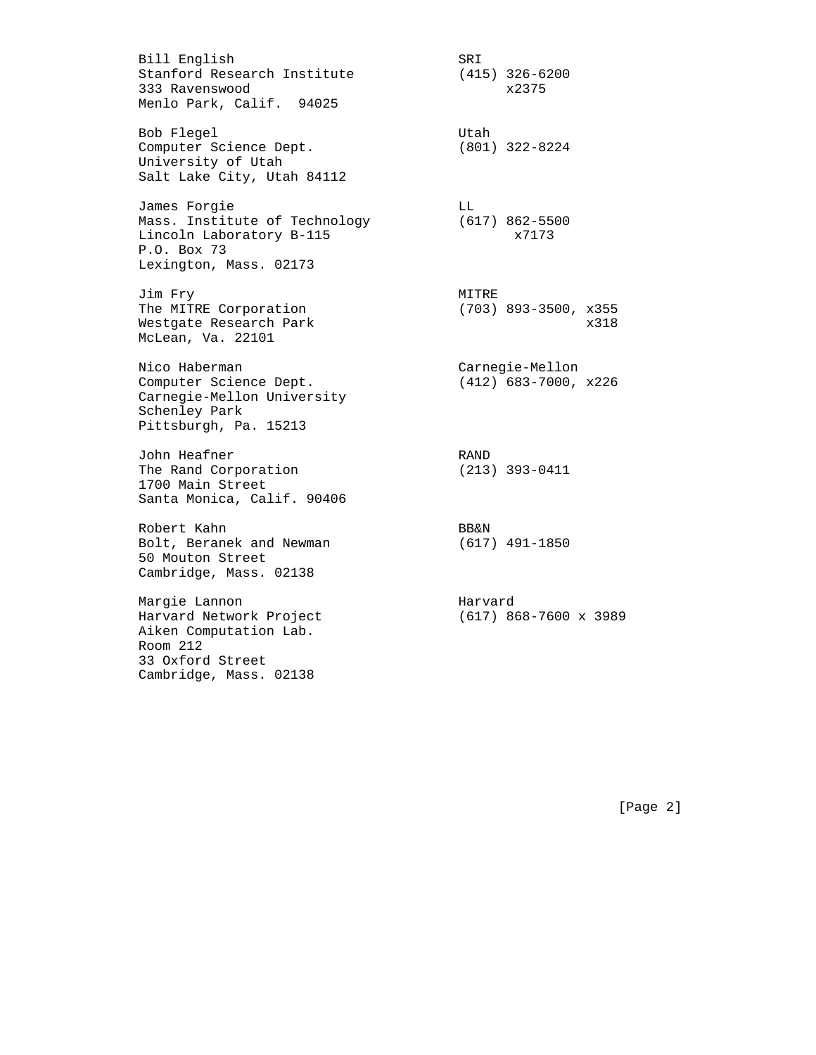```
Bill English                          SRI
Stanford Research Institute           (415) 326-6200
333 Ravenswood                              x2375
Menlo Park, Calif.  94025

Bob Flegel                            Utah
Computer Science Dept.                (801) 322-8224
University of Utah
Salt Lake City, Utah 84112

James Forgie                          LL
Mass. Institute of Technology         (617) 862-5500
Lincoln Laboratory B-115                     x7173
P.O. Box 73
Lexington, Mass. 02173

Jim Fry                               MITRE
The MITRE Corporation                 (703) 893-3500, x355
Westgate Research Park                                x318
McLean, Va. 22101

Nico Haberman                         Carnegie-Mellon
Computer Science Dept.                (412) 683-7000, x226
Carnegie-Mellon University
Schenley Park
Pittsburgh, Pa. 15213

John Heafner                          RAND
The Rand Corporation                  (213) 393-0411
1700 Main Street
Santa Monica, Calif. 90406

Robert Kahn                           BB&N
Bolt, Beranek and Newman              (617) 491-1850
50 Mouton Street
Cambridge, Mass. 02138

Margie Lannon                         Harvard
Harvard Network Project               (617) 868-7600 x 3989
Aiken Computation Lab.
Room 212
33 Oxford Street
Cambridge, Mass. 02138
```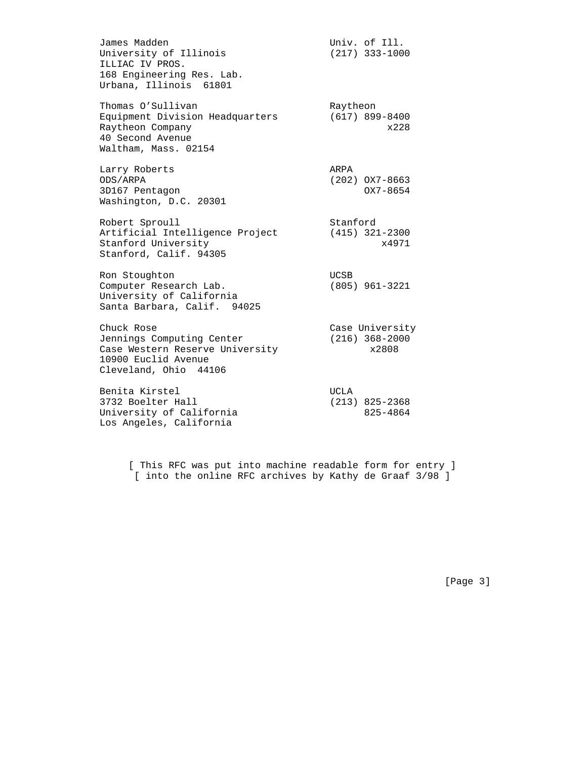```
James Madden                              Univ. of Ill.
University of Illinois                    (217) 333-1000
ILLIAC IV PROS.
168 Engineering Res. Lab.
Urbana, Illinois  61801

Thomas O'Sullivan                         Raytheon
Equipment Division Headquarters           (617) 899-8400
Raytheon Company                                   x228
40 Second Avenue
Waltham, Mass. 02154

Larry Roberts                             ARPA
ODS/ARPA                                  (202) OX7-8663
3D167 Pentagon                                  OX7-8654
Washington, D.C. 20301

Robert Sproull                            Stanford
Artificial Intelligence Project           (415) 321-2300
Stanford University                               x4971
Stanford, Calif. 94305

Ron Stoughton                             UCSB
Computer Research Lab.                    (805) 961-3221
University of California
Santa Barbara, Calif.  94025

Chuck Rose                                Case University
Jennings Computing Center                 (216) 368-2000
Case Western Reserve University                 x2808
10900 Euclid Avenue
Cleveland, Ohio  44106

Benita Kirstel                            UCLA
3732 Boelter Hall                         (213) 825-2368
University of California                        825-4864
Los Angeles, California
```

[ This RFC was put into machine readable form for entry ]
[ into the online RFC archives by Kathy de Graaf 3/98 ]